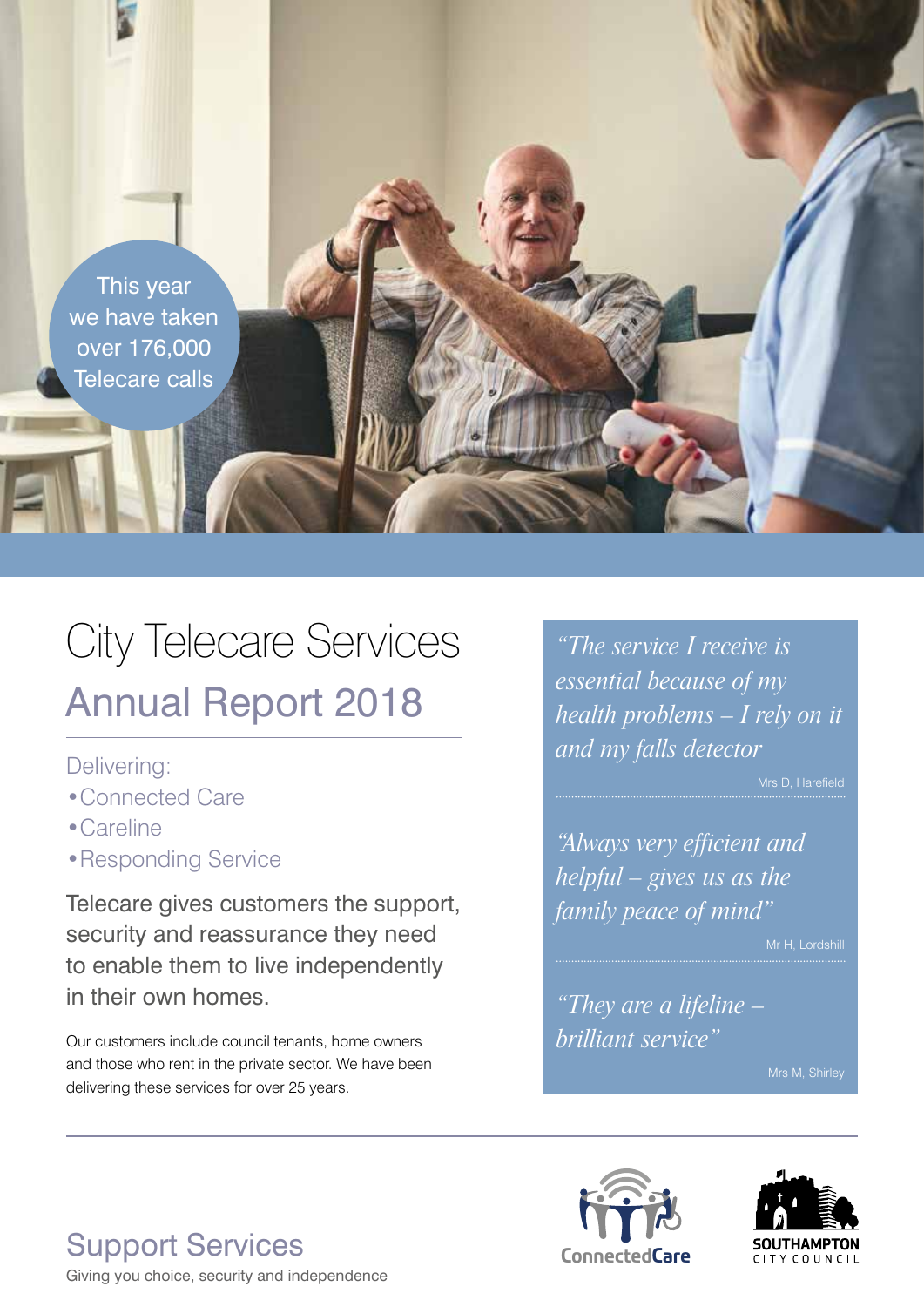This year we have taken over 176,000 Telecare calls

# City Telecare Services

## Annual Report 2018

Delivering:

- Connected Care
- Careline
- Responding Service

Telecare gives customers the support, security and reassurance they need to enable them to live independently in their own homes.

Our customers include council tenants, home owners and those who rent in the private sector. We have been delivering these services for over 25 years.

*"The service I receive is essential because of my health problems – I rely on it and my falls detector*

Mrs D, Harefield

*"Always very efficient and helpful – gives us as the family peace of mind"*

Mr H, Lordshill

*"They are a lifeline – brilliant service"*

Mrs M, Shirley

## Support Services

Giving you choice, security and independence

ConnectedCare

SOUTHAMPTON CITY COUNCIL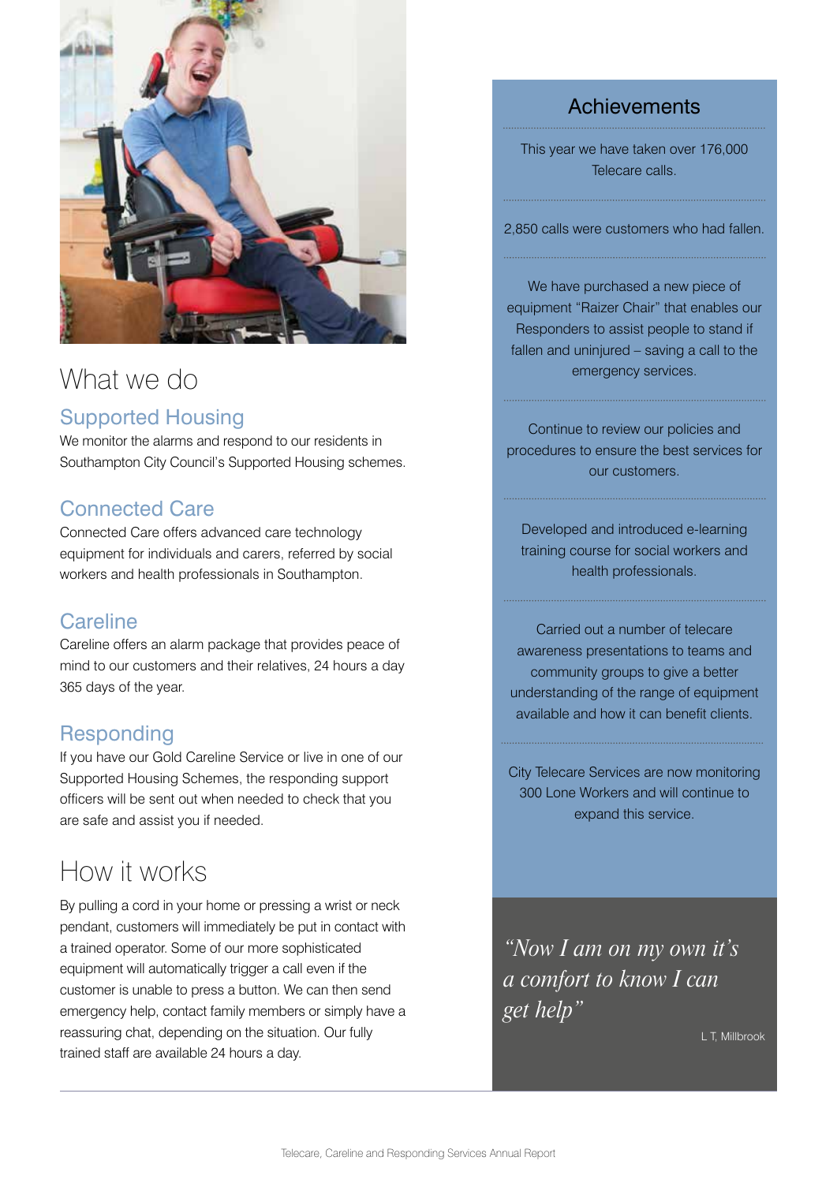# What we do

## Supported Housing

We monitor the alarms and respond to our residents in Southampton City Council's Supported Housing schemes.

## Connected Care

Connected Care offers advanced care technology equipment for individuals and carers, referred by social workers and health professionals in Southampton.

## Careline

Careline offers an alarm package that provides peace of mind to our customers and their relatives, 24 hours a day 365 days of the year.

## Responding

If you have our Gold Careline Service or live in one of our Supported Housing Schemes, the responding support officers will be sent out when needed to check that you are safe and assist you if needed.

# How it works

By pulling a cord in your home or pressing a wrist or neck pendant, customers will immediately be put in contact with a trained operator. Some of our more sophisticated equipment will automatically trigger a call even if the customer is unable to press a button. We can then send emergency help, contact family members or simply have a reassuring chat, depending on the situation. Our fully trained staff are available 24 hours a day.

## Achievements

This year we have taken over 176,000 Telecare calls.

2,850 calls were customers who had fallen.

We have purchased a new piece of equipment "Raizer Chair" that enables our Responders to assist people to stand if fallen and uninjured – saving a call to the emergency services.

Continue to review our policies and procedures to ensure the best services for our customers.

Developed and introduced e-learning training course for social workers and health professionals.

Carried out a number of telecare awareness presentations to teams and community groups to give a better understanding of the range of equipment available and how it can benefit clients.

City Telecare Services are now monitoring 300 Lone Workers and will continue to expand this service.

*"Now I am on my own it's a comfort to know I can get help"*

L T, Millbrook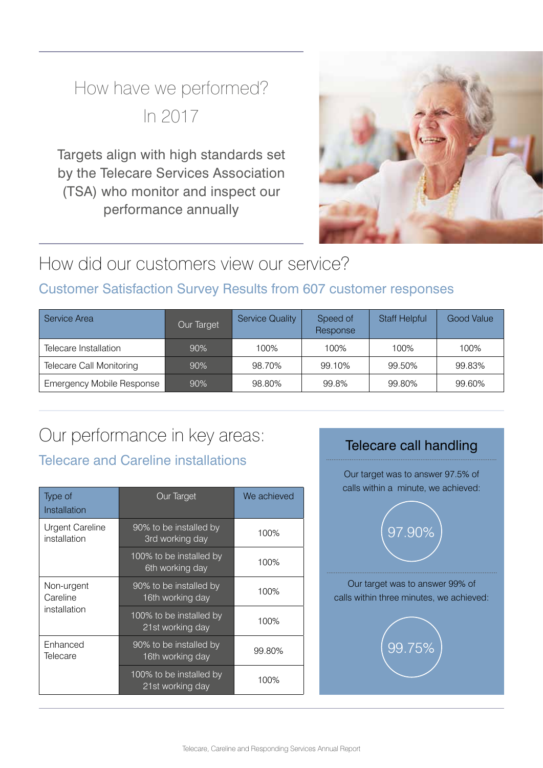# How have we performed? In 2017

Targets align with high standards set by the Telecare Services Association (TSA) who monitor and inspect our performance annually

## How did our customers view our service?

### Customer Satisfaction Survey Results from 607 customer responses

| Service Area | Our Target | Service Quality | Speed of Response | Staff Helpful | Good Value |
|---|---|---|---|---|---|
| Telecare Installation | 90% | 100% | 100% | 100% | 100% |
| Telecare Call Monitoring | 90% | 98.70% | 99.10% | 99.50% | 99.83% |
| Emergency Mobile Response | 90% | 98.80% | 99.8% | 99.80% | 99.60% |

## Our performance in key areas:

### Telecare and Careline installations

| Type of Installation | Our Target | We achieved |
|---|---|---|
| Urgent Careline installation | 90% to be installed by 3rd working day | 100% |
| | 100% to be installed by 6th working day | 100% |
| Non-urgent Careline installation | 90% to be installed by 16th working day | 100% |
| | 100% to be installed by 21st working day | 100% |
| Enhanced Telecare | 90% to be installed by 16th working day | 99.80% |
| | 100% to be installed by 21st working day | 100% |

### Telecare call handling

Our target was to answer 97.5% of calls within a minute, we achieved:

97.90%

Our target was to answer 99% of calls within three minutes, we achieved:

99.75%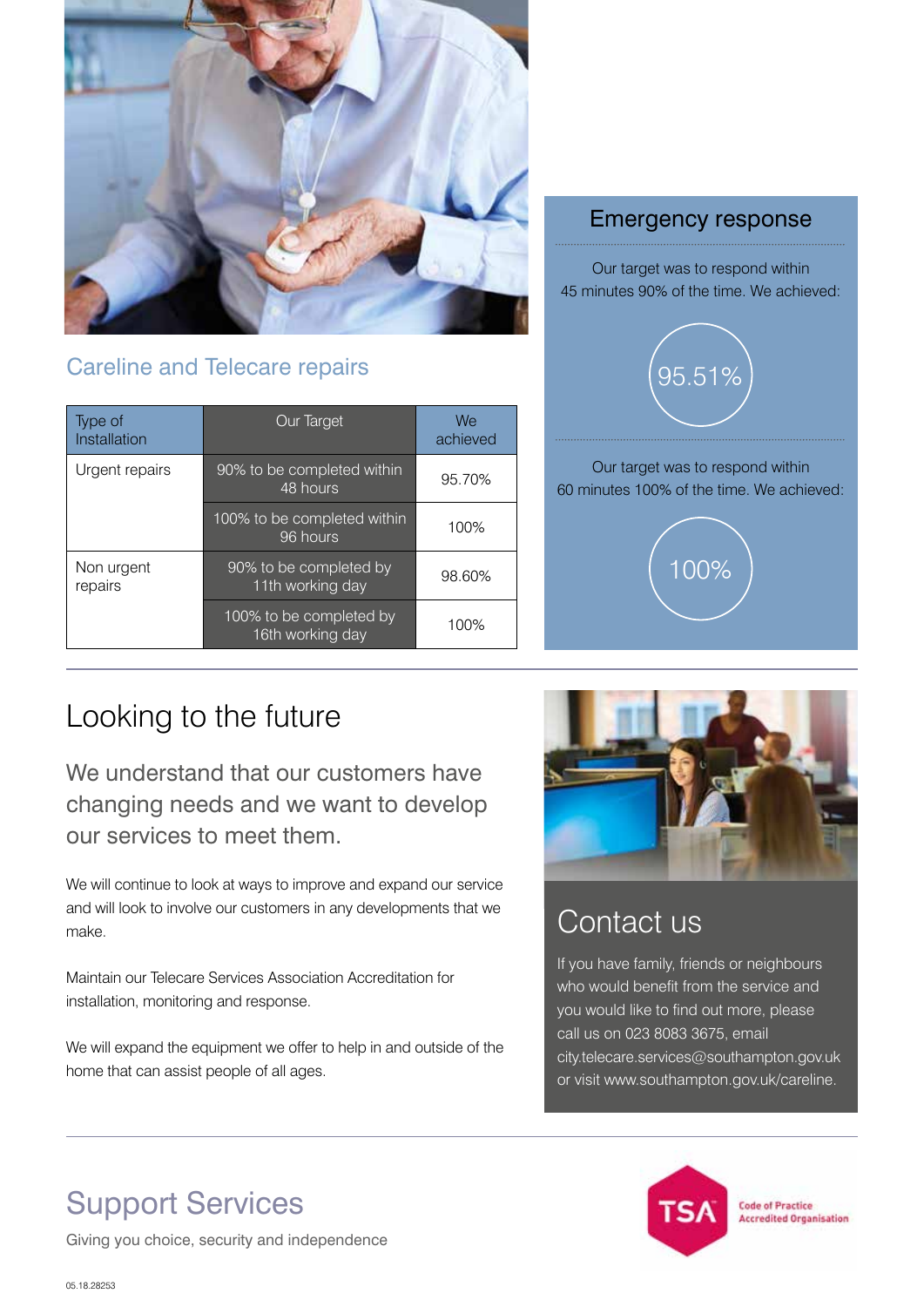## Careline and Telecare repairs

| Type of Installation | Our Target | We achieved |
|---|---|---|
| Urgent repairs | 90% to be completed within 48 hours | 95.70% |
| | 100% to be completed within 96 hours | 100% |
| Non urgent repairs | 90% to be completed by 11th working day | 98.60% |
| | 100% to be completed by 16th working day | 100% |

## Emergency response

Our target was to respond within 45 minutes 90% of the time. We achieved:

95.51%

Our target was to respond within 60 minutes 100% of the time. We achieved:

100%

## Looking to the future

We understand that our customers have changing needs and we want to develop our services to meet them.

We will continue to look at ways to improve and expand our service and will look to involve our customers in any developments that we make.

Maintain our Telecare Services Association Accreditation for installation, monitoring and response.

We will expand the equipment we offer to help in and outside of the home that can assist people of all ages.

## Contact us

If you have family, friends or neighbours who would benefit from the service and you would like to find out more, please call us on 023 8083 3675, email city.telecare.services@southampton.gov.uk or visit www.southampton.gov.uk/careline.

# Support Services

Giving you choice, security and independence

TSA Code of Practice Accredited Organisation

05.18.28253